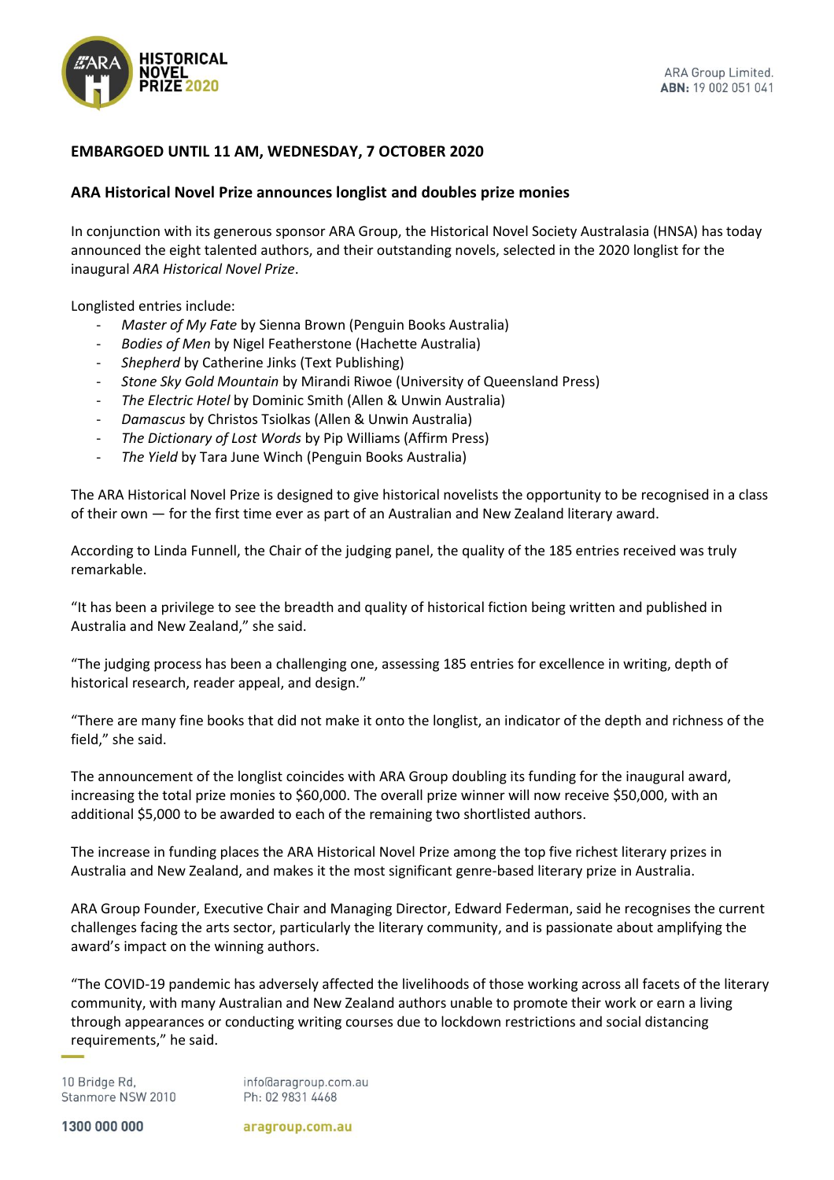ARA Group Limited.
**ABN:** 19 002 051 041

**EMBARGOED UNTIL 11 AM, WEDNESDAY, 7 OCTOBER 2020**

**ARA Historical Novel Prize announces longlist and doubles prize monies**

In conjunction with its generous sponsor ARA Group, the Historical Novel Society Australasia (HNSA) has today announced the eight talented authors, and their outstanding novels, selected in the 2020 longlist for the inaugural *ARA Historical Novel Prize*.

Longlisted entries include:

- *Master of My Fate* by Sienna Brown (Penguin Books Australia)
- *Bodies of Men* by Nigel Featherstone (Hachette Australia)
- *Shepherd* by Catherine Jinks (Text Publishing)
- *Stone Sky Gold Mountain* by Mirandi Riwoe (University of Queensland Press)
- *The Electric Hotel* by Dominic Smith (Allen & Unwin Australia)
- *Damascus* by Christos Tsiolkas (Allen & Unwin Australia)
- *The Dictionary of Lost Words* by Pip Williams (Affirm Press)
- *The Yield* by Tara June Winch (Penguin Books Australia)

The ARA Historical Novel Prize is designed to give historical novelists the opportunity to be recognised in a class of their own — for the first time ever as part of an Australian and New Zealand literary award.

According to Linda Funnell, the Chair of the judging panel, the quality of the 185 entries received was truly remarkable.

"It has been a privilege to see the breadth and quality of historical fiction being written and published in Australia and New Zealand," she said.

"The judging process has been a challenging one, assessing 185 entries for excellence in writing, depth of historical research, reader appeal, and design."

"There are many fine books that did not make it onto the longlist, an indicator of the depth and richness of the field," she said.

The announcement of the longlist coincides with ARA Group doubling its funding for the inaugural award, increasing the total prize monies to $60,000. The overall prize winner will now receive $50,000, with an additional $5,000 to be awarded to each of the remaining two shortlisted authors.

The increase in funding places the ARA Historical Novel Prize among the top five richest literary prizes in Australia and New Zealand, and makes it the most significant genre-based literary prize in Australia.

ARA Group Founder, Executive Chair and Managing Director, Edward Federman, said he recognises the current challenges facing the arts sector, particularly the literary community, and is passionate about amplifying the award's impact on the winning authors.

"The COVID-19 pandemic has adversely affected the livelihoods of those working across all facets of the literary community, with many Australian and New Zealand authors unable to promote their work or earn a living through appearances or conducting writing courses due to lockdown restrictions and social distancing requirements," he said.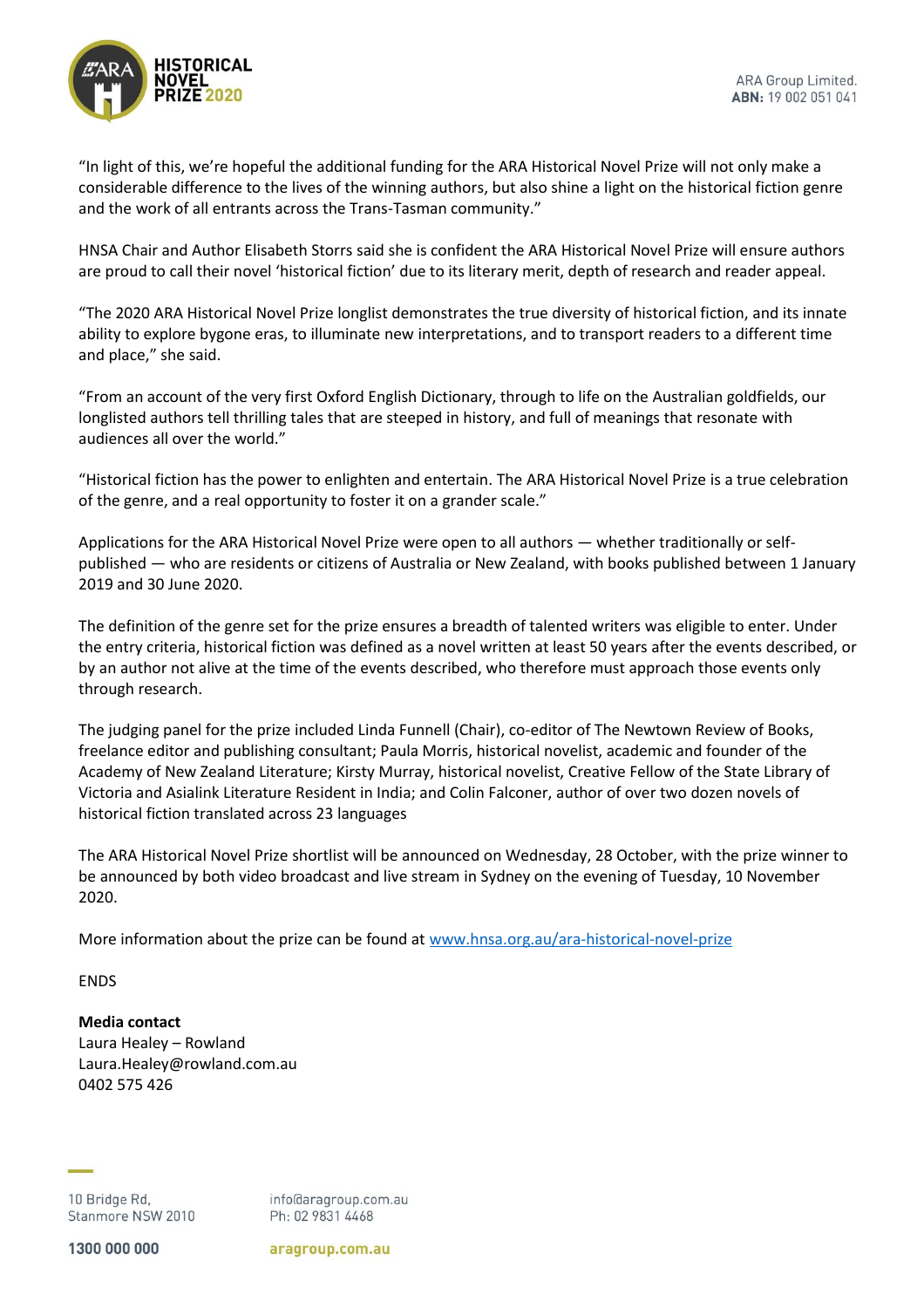"In light of this, we're hopeful the additional funding for the ARA Historical Novel Prize will not only make a considerable difference to the lives of the winning authors, but also shine a light on the historical fiction genre and the work of all entrants across the Trans-Tasman community."

HNSA Chair and Author Elisabeth Storrs said she is confident the ARA Historical Novel Prize will ensure authors are proud to call their novel 'historical fiction' due to its literary merit, depth of research and reader appeal.

"The 2020 ARA Historical Novel Prize longlist demonstrates the true diversity of historical fiction, and its innate ability to explore bygone eras, to illuminate new interpretations, and to transport readers to a different time and place," she said.

"From an account of the very first Oxford English Dictionary, through to life on the Australian goldfields, our longlisted authors tell thrilling tales that are steeped in history, and full of meanings that resonate with audiences all over the world."

"Historical fiction has the power to enlighten and entertain. The ARA Historical Novel Prize is a true celebration of the genre, and a real opportunity to foster it on a grander scale."

Applications for the ARA Historical Novel Prize were open to all authors — whether traditionally or self-published — who are residents or citizens of Australia or New Zealand, with books published between 1 January 2019 and 30 June 2020.

The definition of the genre set for the prize ensures a breadth of talented writers was eligible to enter. Under the entry criteria, historical fiction was defined as a novel written at least 50 years after the events described, or by an author not alive at the time of the events described, who therefore must approach those events only through research.

The judging panel for the prize included Linda Funnell (Chair), co-editor of The Newtown Review of Books, freelance editor and publishing consultant; Paula Morris, historical novelist, academic and founder of the Academy of New Zealand Literature; Kirsty Murray, historical novelist, Creative Fellow of the State Library of Victoria and Asialink Literature Resident in India; and Colin Falconer, author of over two dozen novels of historical fiction translated across 23 languages

The ARA Historical Novel Prize shortlist will be announced on Wednesday, 28 October, with the prize winner to be announced by both video broadcast and live stream in Sydney on the evening of Tuesday, 10 November 2020.

More information about the prize can be found at [www.hnsa.org.au/ara-historical-novel-prize](http://www.hnsa.org.au/ara-historical-novel-prize)

ENDS

**Media contact**
Laura Healey – Rowland
Laura.Healey@rowland.com.au
0402 575 426